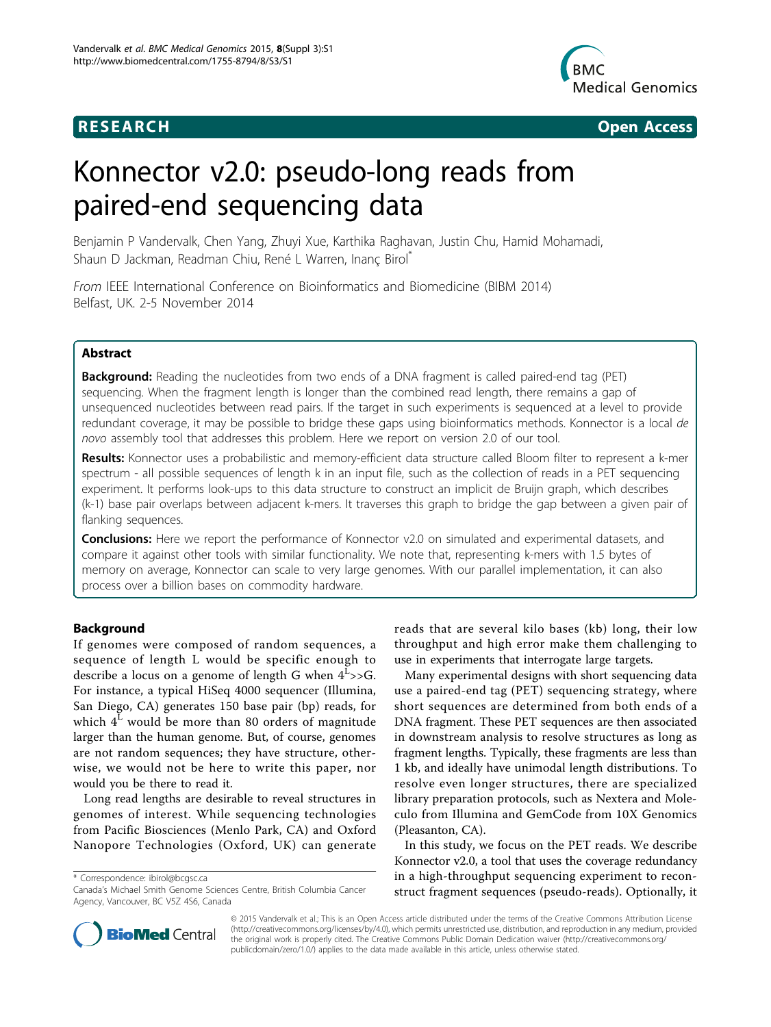**RESEARCH** **Open Access**

# Konnector v2.0: pseudo-long reads from paired-end sequencing data

Benjamin P Vandervalk, Chen Yang, Zhuyi Xue, Karthika Raghavan, Justin Chu, Hamid Mohamadi, Shaun D Jackman, Readman Chiu, René L Warren, Inanç Birol*

*From* IEEE International Conference on Bioinformatics and Biomedicine (BIBM 2014)
Belfast, UK. 2-5 November 2014

## Abstract

**Background:** Reading the nucleotides from two ends of a DNA fragment is called paired-end tag (PET) sequencing. When the fragment length is longer than the combined read length, there remains a gap of unsequenced nucleotides between read pairs. If the target in such experiments is sequenced at a level to provide redundant coverage, it may be possible to bridge these gaps using bioinformatics methods. Konnector is a local *de novo* assembly tool that addresses this problem. Here we report on version 2.0 of our tool.

**Results:** Konnector uses a probabilistic and memory-efficient data structure called Bloom filter to represent a k-mer spectrum - all possible sequences of length k in an input file, such as the collection of reads in a PET sequencing experiment. It performs look-ups to this data structure to construct an implicit de Bruijn graph, which describes (k-1) base pair overlaps between adjacent k-mers. It traverses this graph to bridge the gap between a given pair of flanking sequences.

**Conclusions:** Here we report the performance of Konnector v2.0 on simulated and experimental datasets, and compare it against other tools with similar functionality. We note that, representing k-mers with 1.5 bytes of memory on average, Konnector can scale to very large genomes. With our parallel implementation, it can also process over a billion bases on commodity hardware.

## Background

If genomes were composed of random sequences, a sequence of length L would be specific enough to describe a locus on a genome of length G when $4^L >> G$. For instance, a typical HiSeq 4000 sequencer (Illumina, San Diego, CA) generates 150 base pair (bp) reads, for which $4^L$ would be more than 80 orders of magnitude larger than the human genome. But, of course, genomes are not random sequences; they have structure, otherwise, we would not be here to write this paper, nor would you be there to read it.

Long read lengths are desirable to reveal structures in genomes of interest. While sequencing technologies from Pacific Biosciences (Menlo Park, CA) and Oxford Nanopore Technologies (Oxford, UK) can generate reads that are several kilo bases (kb) long, their low throughput and high error make them challenging to use in experiments that interrogate large targets.

Many experimental designs with short sequencing data use a paired-end tag (PET) sequencing strategy, where short sequences are determined from both ends of a DNA fragment. These PET sequences are then associated in downstream analysis to resolve structures as long as fragment lengths. Typically, these fragments are less than 1 kb, and ideally have unimodal length distributions. To resolve even longer structures, there are specialized library preparation protocols, such as Nextera and Moleculo from Illumina and GemCode from 10X Genomics (Pleasanton, CA).

In this study, we focus on the PET reads. We describe Konnector v2.0, a tool that uses the coverage redundancy in a high-throughput sequencing experiment to reconstruct fragment sequences (pseudo-reads). Optionally, it

\* Correspondence: ibirol@bcgsc.ca
Canada's Michael Smith Genome Sciences Centre, British Columbia Cancer Agency, Vancouver, BC V5Z 4S6, Canada

© 2015 Vandervalk et al.; This is an Open Access article distributed under the terms of the Creative Commons Attribution License (http://creativecommons.org/licenses/by/4.0), which permits unrestricted use, distribution, and reproduction in any medium, provided the original work is properly cited. The Creative Commons Public Domain Dedication waiver (http://creativecommons.org/publicdomain/zero/1.0/) applies to the data made available in this article, unless otherwise stated.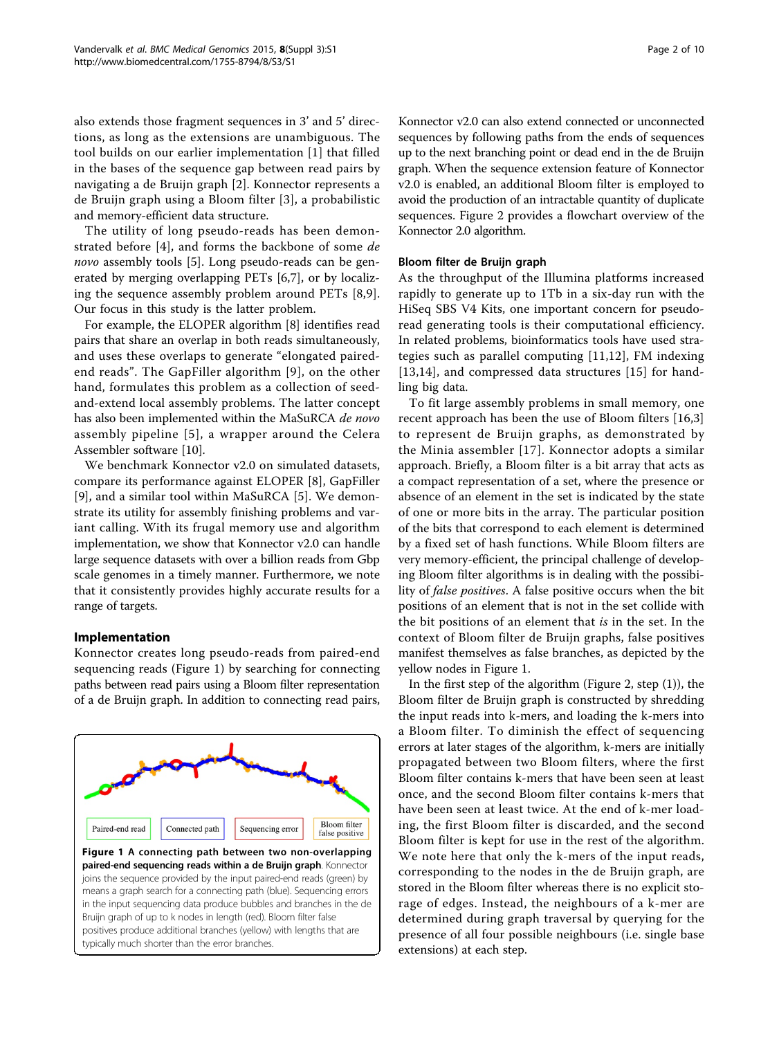also extends those fragment sequences in 3' and 5' directions, as long as the extensions are unambiguous. The tool builds on our earlier implementation [1] that filled in the bases of the sequence gap between read pairs by navigating a de Bruijn graph [2]. Konnector represents a de Bruijn graph using a Bloom filter [3], a probabilistic and memory-efficient data structure.

The utility of long pseudo-reads has been demonstrated before [4], and forms the backbone of some *de novo* assembly tools [5]. Long pseudo-reads can be generated by merging overlapping PETs [6,7], or by localizing the sequence assembly problem around PETs [8,9]. Our focus in this study is the latter problem.

For example, the ELOPER algorithm [8] identifies read pairs that share an overlap in both reads simultaneously, and uses these overlaps to generate "elongated paired-end reads". The GapFiller algorithm [9], on the other hand, formulates this problem as a collection of seed-and-extend local assembly problems. The latter concept has also been implemented within the MaSuRCA *de novo* assembly pipeline [5], a wrapper around the Celera Assembler software [10].

We benchmark Konnector v2.0 on simulated datasets, compare its performance against ELOPER [8], GapFiller [9], and a similar tool within MaSuRCA [5]. We demonstrate its utility for assembly finishing problems and variant calling. With its frugal memory use and algorithm implementation, we show that Konnector v2.0 can handle large sequence datasets with over a billion reads from Gbp scale genomes in a timely manner. Furthermore, we note that it consistently provides highly accurate results for a range of targets.

## Implementation

Konnector creates long pseudo-reads from paired-end sequencing reads (Figure 1) by searching for connecting paths between read pairs using a Bloom filter representation of a de Bruijn graph. In addition to connecting read pairs,

Paired-end read | Connected path | Sequencing error | Bloom filter false positive

**Figure 1 A connecting path between two non-overlapping paired-end sequencing reads within a de Bruijn graph.** Konnector joins the sequence provided by the input paired-end reads (green) by means a graph search for a connecting path (blue). Sequencing errors in the input sequencing data produce bubbles and branches in the de Bruijn graph of up to k nodes in length (red). Bloom filter false positives produce additional branches (yellow) with lengths that are typically much shorter than the error branches.

Konnector v2.0 can also extend connected or unconnected sequences by following paths from the ends of sequences up to the next branching point or dead end in the de Bruijn graph. When the sequence extension feature of Konnector v2.0 is enabled, an additional Bloom filter is employed to avoid the production of an intractable quantity of duplicate sequences. Figure 2 provides a flowchart overview of the Konnector 2.0 algorithm.

### Bloom filter de Bruijn graph

As the throughput of the Illumina platforms increased rapidly to generate up to 1Tb in a six-day run with the HiSeq SBS V4 Kits, one important concern for pseudo-read generating tools is their computational efficiency. In related problems, bioinformatics tools have used strategies such as parallel computing [11,12], FM indexing [13,14], and compressed data structures [15] for handling big data.

To fit large assembly problems in small memory, one recent approach has been the use of Bloom filters [16,3] to represent de Bruijn graphs, as demonstrated by the Minia assembler [17]. Konnector adopts a similar approach. Briefly, a Bloom filter is a bit array that acts as a compact representation of a set, where the presence or absence of an element in the set is indicated by the state of one or more bits in the array. The particular position of the bits that correspond to each element is determined by a fixed set of hash functions. While Bloom filters are very memory-efficient, the principal challenge of developing Bloom filter algorithms is in dealing with the possibility of *false positives*. A false positive occurs when the bit positions of an element that is not in the set collide with the bit positions of an element that *is* in the set. In the context of Bloom filter de Bruijn graphs, false positives manifest themselves as false branches, as depicted by the yellow nodes in Figure 1.

In the first step of the algorithm (Figure 2, step (1)), the Bloom filter de Bruijn graph is constructed by shredding the input reads into k-mers, and loading the k-mers into a Bloom filter. To diminish the effect of sequencing errors at later stages of the algorithm, k-mers are initially propagated between two Bloom filters, where the first Bloom filter contains k-mers that have been seen at least once, and the second Bloom filter contains k-mers that have been seen at least twice. At the end of k-mer loading, the first Bloom filter is discarded, and the second Bloom filter is kept for use in the rest of the algorithm. We note here that only the k-mers of the input reads, corresponding to the nodes in the de Bruijn graph, are stored in the Bloom filter whereas there is no explicit storage of edges. Instead, the neighbours of a k-mer are determined during graph traversal by querying for the presence of all four possible neighbours (i.e. single base extensions) at each step.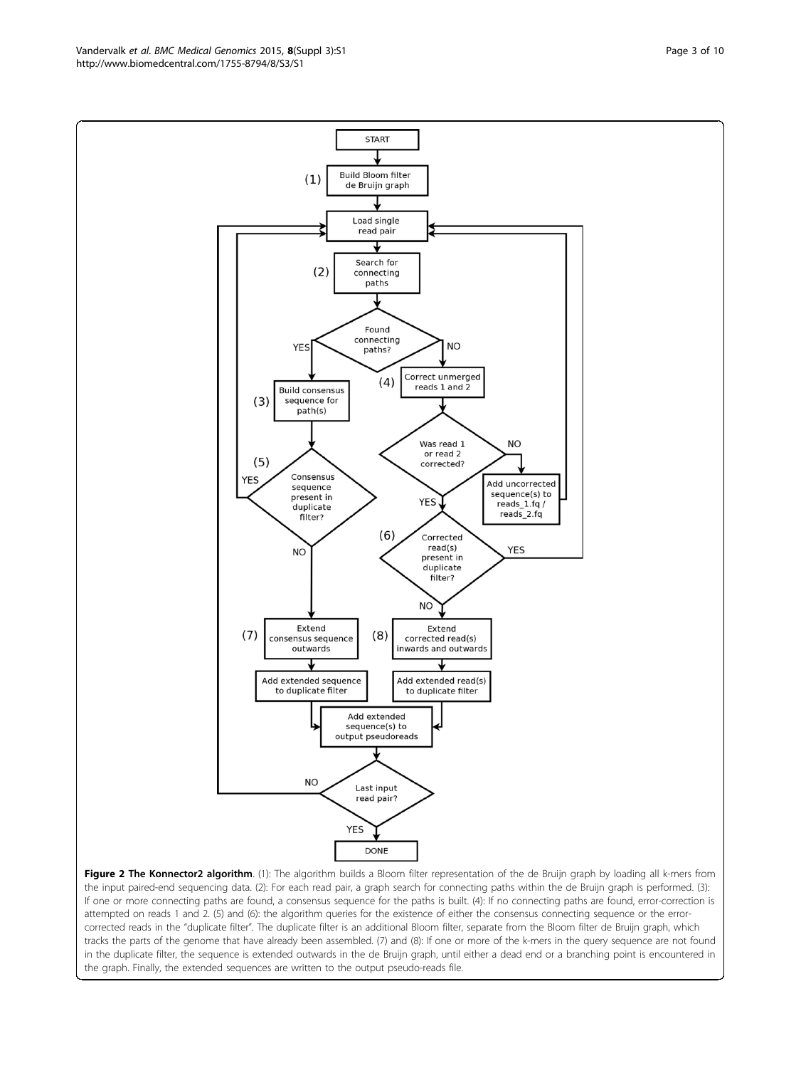**Figure 2 The Konnector2 algorithm**. (1): The algorithm builds a Bloom filter representation of the de Bruijn graph by loading all k-mers from the input paired-end sequencing data. (2): For each read pair, a graph search for connecting paths within the de Bruijn graph is performed. (3): If one or more connecting paths are found, a consensus sequence for the paths is built. (4): If no connecting paths are found, error-correction is attempted on reads 1 and 2. (5) and (6): the algorithm queries for the existence of either the consensus connecting sequence or the error-corrected reads in the "duplicate filter". The duplicate filter is an additional Bloom filter, separate from the Bloom filter de Bruijn graph, which tracks the parts of the genome that have already been assembled. (7) and (8): If one or more of the k-mers in the query sequence are not found in the duplicate filter, the sequence is extended outwards in the de Bruijn graph, until either a dead end or a branching point is encountered in the graph. Finally, the extended sequences are written to the output pseudo-reads file.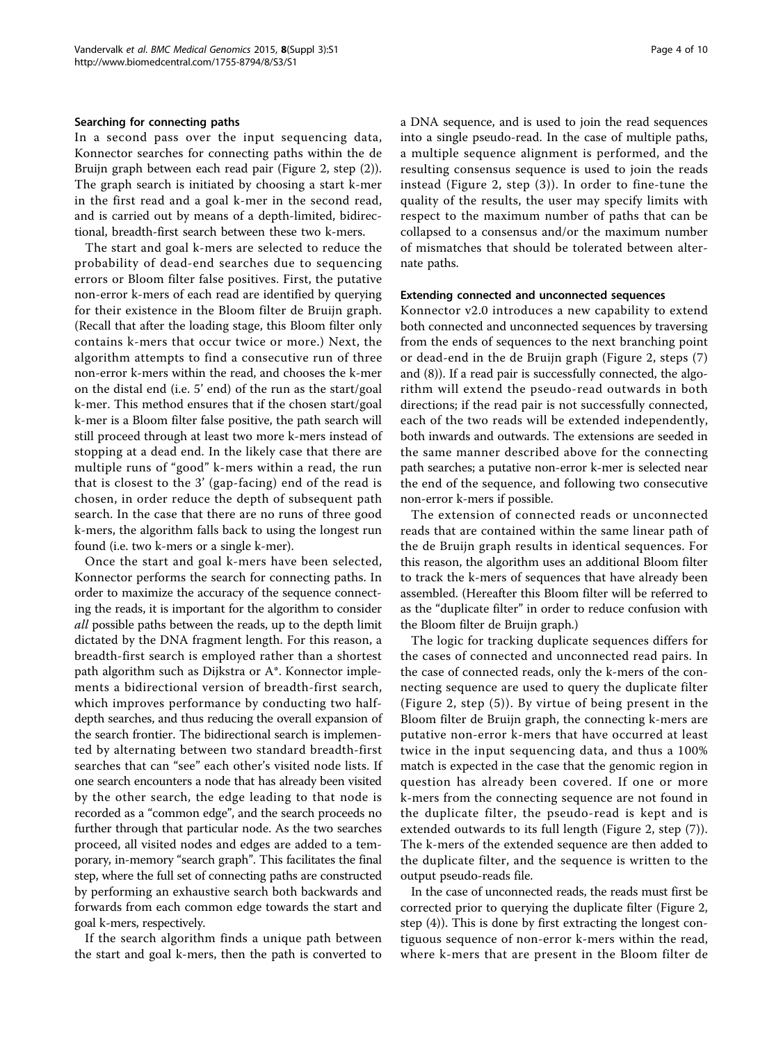### Searching for connecting paths

In a second pass over the input sequencing data, Konnector searches for connecting paths within the de Bruijn graph between each read pair (Figure 2, step (2)). The graph search is initiated by choosing a start k-mer in the first read and a goal k-mer in the second read, and is carried out by means of a depth-limited, bidirectional, breadth-first search between these two k-mers.

The start and goal k-mers are selected to reduce the probability of dead-end searches due to sequencing errors or Bloom filter false positives. First, the putative non-error k-mers of each read are identified by querying for their existence in the Bloom filter de Bruijn graph. (Recall that after the loading stage, this Bloom filter only contains k-mers that occur twice or more.) Next, the algorithm attempts to find a consecutive run of three non-error k-mers within the read, and chooses the k-mer on the distal end (i.e. 5' end) of the run as the start/goal k-mer. This method ensures that if the chosen start/goal k-mer is a Bloom filter false positive, the path search will still proceed through at least two more k-mers instead of stopping at a dead end. In the likely case that there are multiple runs of "good" k-mers within a read, the run that is closest to the 3' (gap-facing) end of the read is chosen, in order reduce the depth of subsequent path search. In the case that there are no runs of three good k-mers, the algorithm falls back to using the longest run found (i.e. two k-mers or a single k-mer).

Once the start and goal k-mers have been selected, Konnector performs the search for connecting paths. In order to maximize the accuracy of the sequence connecting the reads, it is important for the algorithm to consider *all* possible paths between the reads, up to the depth limit dictated by the DNA fragment length. For this reason, a breadth-first search is employed rather than a shortest path algorithm such as Dijkstra or A*. Konnector implements a bidirectional version of breadth-first search, which improves performance by conducting two half-depth searches, and thus reducing the overall expansion of the search frontier. The bidirectional search is implemented by alternating between two standard breadth-first searches that can "see" each other's visited node lists. If one search encounters a node that has already been visited by the other search, the edge leading to that node is recorded as a "common edge", and the search proceeds no further through that particular node. As the two searches proceed, all visited nodes and edges are added to a temporary, in-memory "search graph". This facilitates the final step, where the full set of connecting paths are constructed by performing an exhaustive search both backwards and forwards from each common edge towards the start and goal k-mers, respectively.

If the search algorithm finds a unique path between the start and goal k-mers, then the path is converted to a DNA sequence, and is used to join the read sequences into a single pseudo-read. In the case of multiple paths, a multiple sequence alignment is performed, and the resulting consensus sequence is used to join the reads instead (Figure 2, step (3)). In order to fine-tune the quality of the results, the user may specify limits with respect to the maximum number of paths that can be collapsed to a consensus and/or the maximum number of mismatches that should be tolerated between alternate paths.

### Extending connected and unconnected sequences

Konnector v2.0 introduces a new capability to extend both connected and unconnected sequences by traversing from the ends of sequences to the next branching point or dead-end in the de Bruijn graph (Figure 2, steps (7) and (8)). If a read pair is successfully connected, the algorithm will extend the pseudo-read outwards in both directions; if the read pair is not successfully connected, each of the two reads will be extended independently, both inwards and outwards. The extensions are seeded in the same manner described above for the connecting path searches; a putative non-error k-mer is selected near the end of the sequence, and following two consecutive non-error k-mers if possible.

The extension of connected reads or unconnected reads that are contained within the same linear path of the de Bruijn graph results in identical sequences. For this reason, the algorithm uses an additional Bloom filter to track the k-mers of sequences that have already been assembled. (Hereafter this Bloom filter will be referred to as the "duplicate filter" in order to reduce confusion with the Bloom filter de Bruijn graph.)

The logic for tracking duplicate sequences differs for the cases of connected and unconnected read pairs. In the case of connected reads, only the k-mers of the connecting sequence are used to query the duplicate filter (Figure 2, step (5)). By virtue of being present in the Bloom filter de Bruijn graph, the connecting k-mers are putative non-error k-mers that have occurred at least twice in the input sequencing data, and thus a 100% match is expected in the case that the genomic region in question has already been covered. If one or more k-mers from the connecting sequence are not found in the duplicate filter, the pseudo-read is kept and is extended outwards to its full length (Figure 2, step (7)). The k-mers of the extended sequence are then added to the duplicate filter, and the sequence is written to the output pseudo-reads file.

In the case of unconnected reads, the reads must first be corrected prior to querying the duplicate filter (Figure 2, step (4)). This is done by first extracting the longest contiguous sequence of non-error k-mers within the read, where k-mers that are present in the Bloom filter de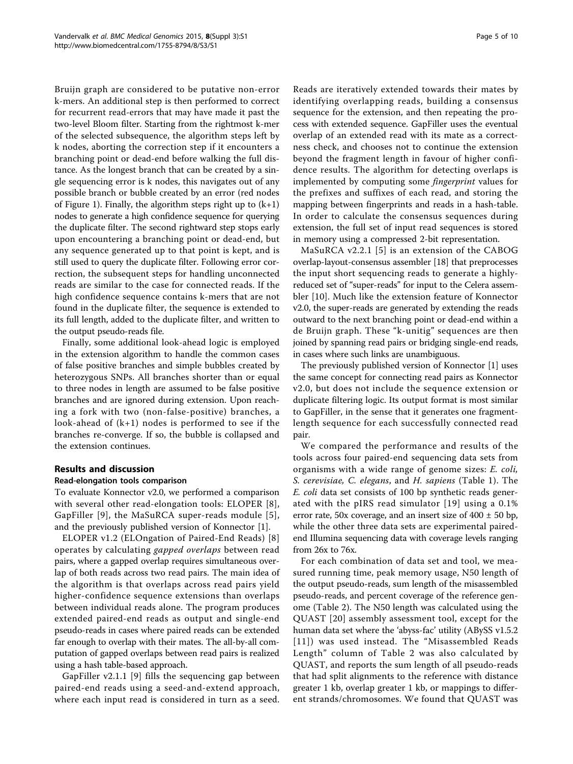Bruijn graph are considered to be putative non-error k-mers. An additional step is then performed to correct for recurrent read-errors that may have made it past the two-level Bloom filter. Starting from the rightmost k-mer of the selected subsequence, the algorithm steps left by k nodes, aborting the correction step if it encounters a branching point or dead-end before walking the full distance. As the longest branch that can be created by a single sequencing error is k nodes, this navigates out of any possible branch or bubble created by an error (red nodes of Figure 1). Finally, the algorithm steps right up to (k+1) nodes to generate a high confidence sequence for querying the duplicate filter. The second rightward step stops early upon encountering a branching point or dead-end, but any sequence generated up to that point is kept, and is still used to query the duplicate filter. Following error correction, the subsequent steps for handling unconnected reads are similar to the case for connected reads. If the high confidence sequence contains k-mers that are not found in the duplicate filter, the sequence is extended to its full length, added to the duplicate filter, and written to the output pseudo-reads file.

Finally, some additional look-ahead logic is employed in the extension algorithm to handle the common cases of false positive branches and simple bubbles created by heterozygous SNPs. All branches shorter than or equal to three nodes in length are assumed to be false positive branches and are ignored during extension. Upon reaching a fork with two (non-false-positive) branches, a look-ahead of (k+1) nodes is performed to see if the branches re-converge. If so, the bubble is collapsed and the extension continues.

## Results and discussion

### Read-elongation tools comparison

To evaluate Konnector v2.0, we performed a comparison with several other read-elongation tools: ELOPER [8], GapFiller [9], the MaSuRCA super-reads module [5], and the previously published version of Konnector [1].

ELOPER v1.2 (ELOngation of Paired-End Reads) [8] operates by calculating *gapped overlaps* between read pairs, where a gapped overlap requires simultaneous overlap of both reads across two read pairs. The main idea of the algorithm is that overlaps across read pairs yield higher-confidence sequence extensions than overlaps between individual reads alone. The program produces extended paired-end reads as output and single-end pseudo-reads in cases where paired reads can be extended far enough to overlap with their mates. The all-by-all computation of gapped overlaps between read pairs is realized using a hash table-based approach.

GapFiller v2.1.1 [9] fills the sequencing gap between paired-end reads using a seed-and-extend approach, where each input read is considered in turn as a seed. Reads are iteratively extended towards their mates by identifying overlapping reads, building a consensus sequence for the extension, and then repeating the process with extended sequence. GapFiller uses the eventual overlap of an extended read with its mate as a correctness check, and chooses not to continue the extension beyond the fragment length in favour of higher confidence results. The algorithm for detecting overlaps is implemented by computing some *fingerprint* values for the prefixes and suffixes of each read, and storing the mapping between fingerprints and reads in a hash-table. In order to calculate the consensus sequences during extension, the full set of input read sequences is stored in memory using a compressed 2-bit representation.

MaSuRCA v2.2.1 [5] is an extension of the CABOG overlap-layout-consensus assembler [18] that preprocesses the input short sequencing reads to generate a highly-reduced set of "super-reads" for input to the Celera assembler [10]. Much like the extension feature of Konnector v2.0, the super-reads are generated by extending the reads outward to the next branching point or dead-end within a de Bruijn graph. These "k-unitig" sequences are then joined by spanning read pairs or bridging single-end reads, in cases where such links are unambiguous.

The previously published version of Konnector [1] uses the same concept for connecting read pairs as Konnector v2.0, but does not include the sequence extension or duplicate filtering logic. Its output format is most similar to GapFiller, in the sense that it generates one fragment-length sequence for each successfully connected read pair.

We compared the performance and results of the tools across four paired-end sequencing data sets from organisms with a wide range of genome sizes: *E. coli, S. cerevisiae, C. elegans*, and *H. sapiens* (Table 1). The *E. coli* data set consists of 100 bp synthetic reads generated with the pIRS read simulator [19] using a 0.1% error rate, 50x coverage, and an insert size of 400 ± 50 bp, while the other three data sets are experimental paired-end Illumina sequencing data with coverage levels ranging from 26x to 76x.

For each combination of data set and tool, we measured running time, peak memory usage, N50 length of the output pseudo-reads, sum length of the misassembled pseudo-reads, and percent coverage of the reference genome (Table 2). The N50 length was calculated using the QUAST [20] assembly assessment tool, except for the human data set where the 'abyss-fac' utility (ABySS v1.5.2 [11]) was used instead. The "Misassembled Reads Length" column of Table 2 was also calculated by QUAST, and reports the sum length of all pseudo-reads that had split alignments to the reference with distance greater 1 kb, overlap greater 1 kb, or mappings to different strands/chromosomes. We found that QUAST was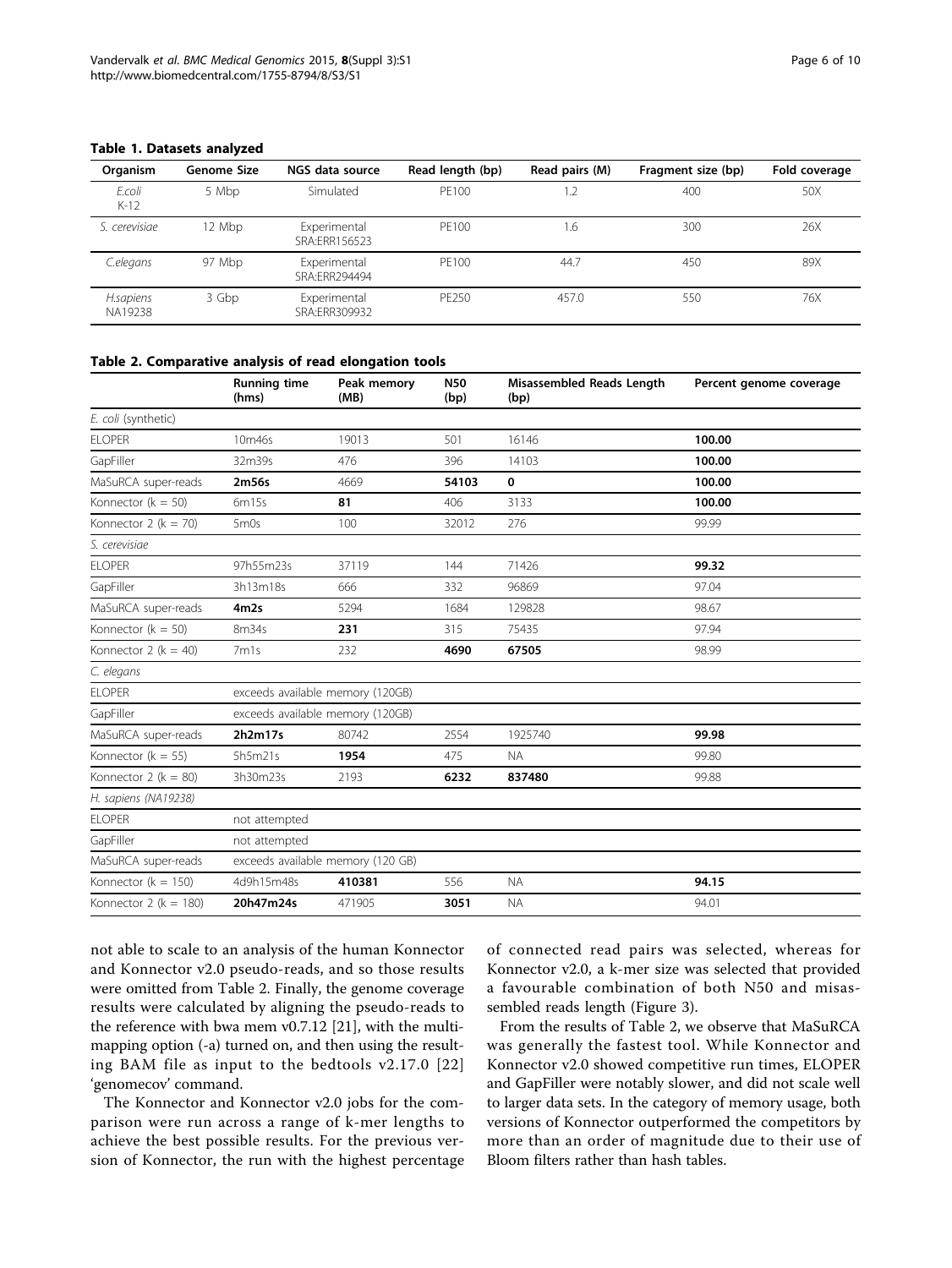**Table 1. Datasets analyzed**

| Organism | Genome Size | NGS data source | Read length (bp) | Read pairs (M) | Fragment size (bp) | Fold coverage |
|---|---|---|---|---|---|---|
| *E.coli* K-12 | 5 Mbp | Simulated | PE100 | 1.2 | 400 | 50X |
| *S. cerevisiae* | 12 Mbp | Experimental SRA:ERR156523 | PE100 | 1.6 | 300 | 26X |
| *C.elegans* | 97 Mbp | Experimental SRA:ERR294494 | PE100 | 44.7 | 450 | 89X |
| *H.sapiens* NA19238 | 3 Gbp | Experimental SRA:ERR309932 | PE250 | 457.0 | 550 | 76X |

**Table 2. Comparative analysis of read elongation tools**

| | Running time (hms) | Peak memory (MB) | N50 (bp) | Misassembled Reads Length (bp) | Percent genome coverage |
|---|---|---|---|---|---|
| *E. coli* (synthetic) | | | | | |
| ELOPER | 10m46s | 19013 | 501 | 16146 | **100.00** |
| GapFiller | 32m39s | 476 | 396 | 14103 | **100.00** |
| MaSuRCA super-reads | **2m56s** | 4669 | **54103** | **0** | **100.00** |
| Konnector (k = 50) | 6m15s | **81** | 406 | 3133 | **100.00** |
| Konnector 2 (k = 70) | 5m0s | 100 | 32012 | 276 | 99.99 |
| *S. cerevisiae* | | | | | |
| ELOPER | 97h55m23s | 37119 | 144 | 71426 | **99.32** |
| GapFiller | 3h13m18s | 666 | 332 | 96869 | 97.04 |
| MaSuRCA super-reads | **4m2s** | 5294 | 1684 | 129828 | 98.67 |
| Konnector (k = 50) | 8m34s | **231** | 315 | 75435 | 97.94 |
| Konnector 2 (k = 40) | 7m1s | 232 | **4690** | **67505** | 98.99 |
| *C. elegans* | | | | | |
| ELOPER | exceeds available memory (120GB) | | | | |
| GapFiller | exceeds available memory (120GB) | | | | |
| MaSuRCA super-reads | **2h2m17s** | 80742 | 2554 | 1925740 | **99.98** |
| Konnector (k = 55) | 5h5m21s | **1954** | 475 | NA | 99.80 |
| Konnector 2 (k = 80) | 3h30m23s | 2193 | **6232** | **837480** | 99.88 |
| *H. sapiens (NA19238)* | | | | | |
| ELOPER | not attempted | | | | |
| GapFiller | not attempted | | | | |
| MaSuRCA super-reads | exceeds available memory (120 GB) | | | | |
| Konnector (k = 150) | 4d9h15m48s | **410381** | 556 | NA | **94.15** |
| Konnector 2 (k = 180) | **20h47m24s** | 471905 | **3051** | NA | 94.01 |

not able to scale to an analysis of the human Konnector and Konnector v2.0 pseudo-reads, and so those results were omitted from Table 2. Finally, the genome coverage results were calculated by aligning the pseudo-reads to the reference with bwa mem v0.7.12 [21], with the multi-mapping option (-a) turned on, and then using the resulting BAM file as input to the bedtools v2.17.0 [22] 'genomecov' command.

The Konnector and Konnector v2.0 jobs for the comparison were run across a range of k-mer lengths to achieve the best possible results. For the previous version of Konnector, the run with the highest percentage of connected read pairs was selected, whereas for Konnector v2.0, a k-mer size was selected that provided a favourable combination of both N50 and misassembled reads length (Figure 3).

From the results of Table 2, we observe that MaSuRCA was generally the fastest tool. While Konnector and Konnector v2.0 showed competitive run times, ELOPER and GapFiller were notably slower, and did not scale well to larger data sets. In the category of memory usage, both versions of Konnector outperformed the competitors by more than an order of magnitude due to their use of Bloom filters rather than hash tables.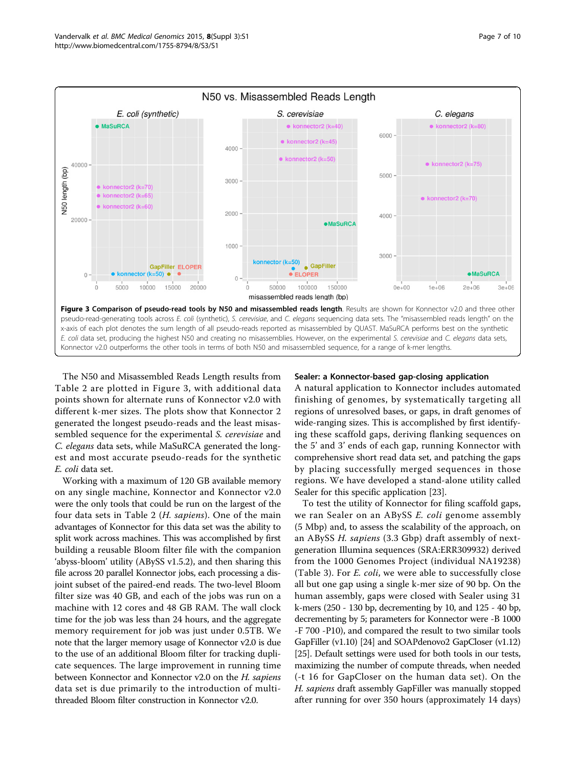**Figure 3 Comparison of pseudo-read tools by N50 and misassembled reads length**. Results are shown for Konnector v2.0 and three other pseudo-read-generating tools across *E. coli* (synthetic), *S. cerevisiae*, and *C. elegans* sequencing data sets. The "misassembled reads length" on the x-axis of each plot denotes the sum length of all pseudo-reads reported as misassembled by QUAST. MaSuRCA performs best on the synthetic *E. coli* data set, producing the highest N50 and creating no misassemblies. However, on the experimental *S. cerevisiae* and *C. elegans* data sets, Konnector v2.0 outperforms the other tools in terms of both N50 and misassembled sequence, for a range of k-mer lengths.

The N50 and Misassembled Reads Length results from Table 2 are plotted in Figure 3, with additional data points shown for alternate runs of Konnector v2.0 with different k-mer sizes. The plots show that Konnector 2 generated the longest pseudo-reads and the least misassembled sequence for the experimental *S. cerevisiae* and *C. elegans* data sets, while MaSuRCA generated the longest and most accurate pseudo-reads for the synthetic *E. coli* data set.

Working with a maximum of 120 GB available memory on any single machine, Konnector and Konnector v2.0 were the only tools that could be run on the largest of the four data sets in Table 2 (*H. sapiens*). One of the main advantages of Konnector for this data set was the ability to split work across machines. This was accomplished by first building a reusable Bloom filter file with the companion 'abyss-bloom' utility (ABySS v1.5.2), and then sharing this file across 20 parallel Konnector jobs, each processing a disjoint subset of the paired-end reads. The two-level Bloom filter size was 40 GB, and each of the jobs was run on a machine with 12 cores and 48 GB RAM. The wall clock time for the job was less than 24 hours, and the aggregate memory requirement for job was just under 0.5TB. We note that the larger memory usage of Konnector v2.0 is due to the use of an additional Bloom filter for tracking duplicate sequences. The large improvement in running time between Konnector and Konnector v2.0 on the *H. sapiens* data set is due primarily to the introduction of multithreaded Bloom filter construction in Konnector v2.0.

## Sealer: a Konnector-based gap-closing application

A natural application to Konnector includes automated finishing of genomes, by systematically targeting all regions of unresolved bases, or gaps, in draft genomes of wide-ranging sizes. This is accomplished by first identifying these scaffold gaps, deriving flanking sequences on the 5' and 3' ends of each gap, running Konnector with comprehensive short read data set, and patching the gaps by placing successfully merged sequences in those regions. We have developed a stand-alone utility called Sealer for this specific application [23].

To test the utility of Konnector for filing scaffold gaps, we ran Sealer on an ABySS *E. coli* genome assembly (5 Mbp) and, to assess the scalability of the approach, on an ABySS *H. sapiens* (3.3 Gbp) draft assembly of next-generation Illumina sequences (SRA:ERR309932) derived from the 1000 Genomes Project (individual NA19238) (Table 3). For *E. coli*, we were able to successfully close all but one gap using a single k-mer size of 90 bp. On the human assembly, gaps were closed with Sealer using 31 k-mers (250 - 130 bp, decrementing by 10, and 125 - 40 bp, decrementing by 5; parameters for Konnector were -B 1000 -F 700 -P10), and compared the result to two similar tools GapFiller (v1.10) [24] and SOAPdenovo2 GapCloser (v1.12) [25]. Default settings were used for both tools in our tests, maximizing the number of compute threads, when needed (-t 16 for GapCloser on the human data set). On the *H. sapiens* draft assembly GapFiller was manually stopped after running for over 350 hours (approximately 14 days)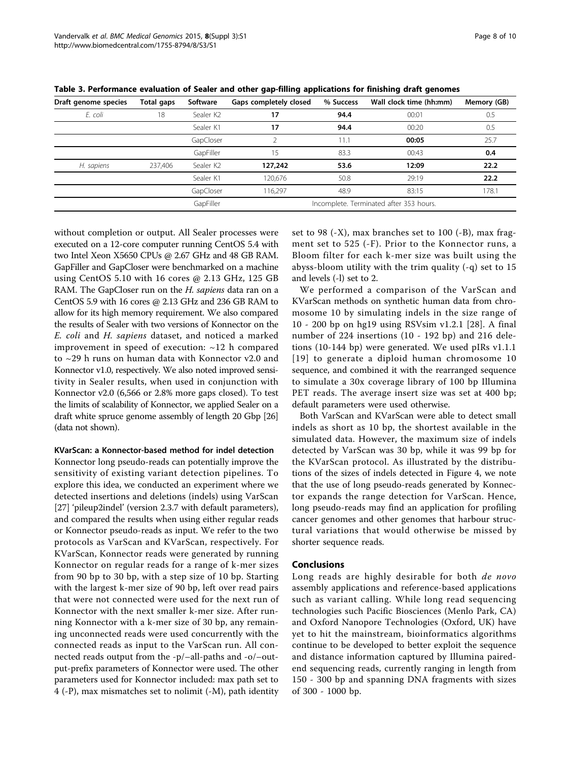**Table 3. Performance evaluation of Sealer and other gap-filling applications for finishing draft genomes**

| Draft genome species | Total gaps | Software | Gaps completely closed | % Success | Wall clock time (hh:mm) | Memory (GB) |
|---|---|---|---|---|---|---|
| *E. coli* | 18 | Sealer K2 | **17** | **94.4** | 00:01 | 0.5 |
| | | Sealer K1 | **17** | **94.4** | 00:20 | 0.5 |
| | | GapCloser | 2 | 11.1 | **00:05** | 25.7 |
| | | GapFiller | 15 | 83.3 | 00:43 | **0.4** |
| *H. sapiens* | 237,406 | Sealer K2 | **127,242** | **53.6** | **12:09** | **22.2** |
| | | Sealer K1 | 120,676 | 50.8 | 29:19 | **22.2** |
| | | GapCloser | 116,297 | 48.9 | 83:15 | 178.1 |
| | | GapFiller | Incomplete. Terminated after 353 hours. | | | |

without completion or output. All Sealer processes were executed on a 12-core computer running CentOS 5.4 with two Intel Xeon X5650 CPUs @ 2.67 GHz and 48 GB RAM. GapFiller and GapCloser were benchmarked on a machine using CentOS 5.10 with 16 cores @ 2.13 GHz, 125 GB RAM. The GapCloser run on the *H. sapiens* data ran on a CentOS 5.9 with 16 cores @ 2.13 GHz and 236 GB RAM to allow for its high memory requirement. We also compared the results of Sealer with two versions of Konnector on the *E. coli* and *H. sapiens* dataset, and noticed a marked improvement in speed of execution: ~12 h compared to ~29 h runs on human data with Konnector v2.0 and Konnector v1.0, respectively. We also noted improved sensitivity in Sealer results, when used in conjunction with Konnector v2.0 (6,566 or 2.8% more gaps closed). To test the limits of scalability of Konnector, we applied Sealer on a draft white spruce genome assembly of length 20 Gbp [26] (data not shown).

#### KVarScan: a Konnector-based method for indel detection

Konnector long pseudo-reads can potentially improve the sensitivity of existing variant detection pipelines. To explore this idea, we conducted an experiment where we detected insertions and deletions (indels) using VarScan [27] 'pileup2indel' (version 2.3.7 with default parameters), and compared the results when using either regular reads or Konnector pseudo-reads as input. We refer to the two protocols as VarScan and KVarScan, respectively. For KVarScan, Konnector reads were generated by running Konnector on regular reads for a range of k-mer sizes from 90 bp to 30 bp, with a step size of 10 bp. Starting with the largest k-mer size of 90 bp, left over read pairs that were not connected were used for the next run of Konnector with the next smaller k-mer size. After running Konnector with a k-mer size of 30 bp, any remaining unconnected reads were used concurrently with the connected reads as input to the VarScan run. All connected reads output from the -p/--all-paths and -o/--output-prefix parameters of Konnector were used. The other parameters used for Konnector included: max path set to 4 (-P), max mismatches set to nolimit (-M), path identity set to 98 (-X), max branches set to 100 (-B), max fragment set to 525 (-F). Prior to the Konnector runs, a Bloom filter for each k-mer size was built using the abyss-bloom utility with the trim quality (-q) set to 15 and levels (-l) set to 2.

We performed a comparison of the VarScan and KVarScan methods on synthetic human data from chromosome 10 by simulating indels in the size range of 10 - 200 bp on hg19 using RSVsim v1.2.1 [28]. A final number of 224 insertions (10 - 192 bp) and 216 deletions (10-144 bp) were generated. We used pIRs v1.1.1 [19] to generate a diploid human chromosome 10 sequence, and combined it with the rearranged sequence to simulate a 30x coverage library of 100 bp Illumina PET reads. The average insert size was set at 400 bp; default parameters were used otherwise.

Both VarScan and KVarScan were able to detect small indels as short as 10 bp, the shortest available in the simulated data. However, the maximum size of indels detected by VarScan was 30 bp, while it was 99 bp for the KVarScan protocol. As illustrated by the distributions of the sizes of indels detected in Figure 4, we note that the use of long pseudo-reads generated by Konnector expands the range detection for VarScan. Hence, long pseudo-reads may find an application for profiling cancer genomes and other genomes that harbour structural variations that would otherwise be missed by shorter sequence reads.

## Conclusions

Long reads are highly desirable for both *de novo* assembly applications and reference-based applications such as variant calling. While long read sequencing technologies such Pacific Biosciences (Menlo Park, CA) and Oxford Nanopore Technologies (Oxford, UK) have yet to hit the mainstream, bioinformatics algorithms continue to be developed to better exploit the sequence and distance information captured by Illumina paired-end sequencing reads, currently ranging in length from 150 - 300 bp and spanning DNA fragments with sizes of 300 - 1000 bp.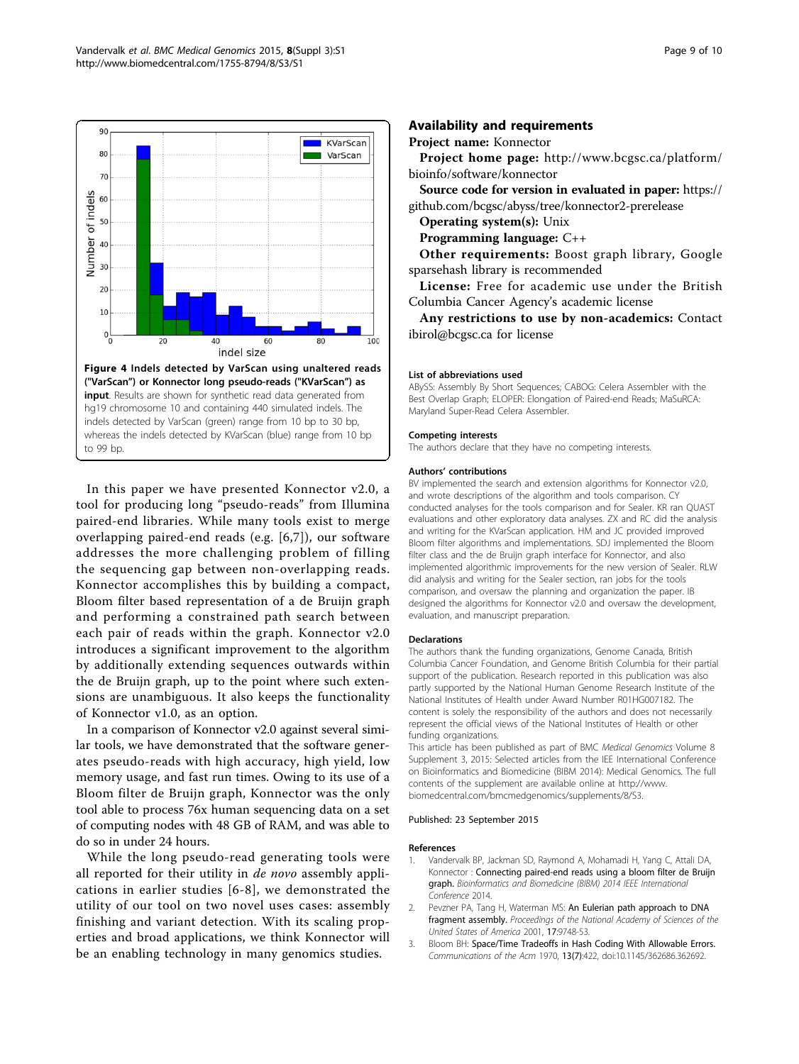**Figure 4 Indels detected by VarScan using unaltered reads ("VarScan") or Konnector long pseudo-reads ("KVarScan") as input**. Results are shown for synthetic read data generated from hg19 chromosome 10 and containing 440 simulated indels. The indels detected by VarScan (green) range from 10 bp to 30 bp, whereas the indels detected by KVarScan (blue) range from 10 bp to 99 bp.

In this paper we have presented Konnector v2.0, a tool for producing long "pseudo-reads" from Illumina paired-end libraries. While many tools exist to merge overlapping paired-end reads (e.g. [6,7]), our software addresses the more challenging problem of filling the sequencing gap between non-overlapping reads. Konnector accomplishes this by building a compact, Bloom filter based representation of a de Bruijn graph and performing a constrained path search between each pair of reads within the graph. Konnector v2.0 introduces a significant improvement to the algorithm by additionally extending sequences outwards within the de Bruijn graph, up to the point where such extensions are unambiguous. It also keeps the functionality of Konnector v1.0, as an option.

In a comparison of Konnector v2.0 against several similar tools, we have demonstrated that the software generates pseudo-reads with high accuracy, high yield, low memory usage, and fast run times. Owing to its use of a Bloom filter de Bruijn graph, Konnector was the only tool able to process 76x human sequencing data on a set of computing nodes with 48 GB of RAM, and was able to do so in under 24 hours.

While the long pseudo-read generating tools were all reported for their utility in *de novo* assembly applications in earlier studies [6-8], we demonstrated the utility of our tool on two novel uses cases: assembly finishing and variant detection. With its scaling properties and broad applications, we think Konnector will be an enabling technology in many genomics studies.

## Availability and requirements

**Project name:** Konnector

**Project home page:** http://www.bcgsc.ca/platform/bioinfo/software/konnector

**Source code for version in evaluated in paper:** https://github.com/bcgsc/abyss/tree/konnector2-prerelease

**Operating system(s):** Unix

**Programming language:** C++

**Other requirements:** Boost graph library, Google sparsehash library is recommended

**License:** Free for academic use under the British Columbia Cancer Agency's academic license

**Any restrictions to use by non-academics:** Contact ibirol@bcgsc.ca for license

### List of abbreviations used

ABySS: Assembly By Short Sequences; CABOG: Celera Assembler with the Best Overlap Graph; ELOPER: Elongation of Paired-end Reads; MaSuRCA: Maryland Super-Read Celera Assembler.

### Competing interests

The authors declare that they have no competing interests.

### Authors' contributions

BV implemented the search and extension algorithms for Konnector v2.0, and wrote descriptions of the algorithm and tools comparison. CY conducted analyses for the tools comparison and for Sealer. KR ran QUAST evaluations and other exploratory data analyses. ZX and RC did the analysis and writing for the KVarScan application. HM and JC provided improved Bloom filter algorithms and implementations. SDJ implemented the Bloom filter class and the de Bruijn graph interface for Konnector, and also implemented algorithmic improvements for the new version of Sealer. RLW did analysis and writing for the Sealer section, ran jobs for the tools comparison, and oversaw the planning and organization the paper. IB designed the algorithms for Konnector v2.0 and oversaw the development, evaluation, and manuscript preparation.

### Declarations

The authors thank the funding organizations, Genome Canada, British Columbia Cancer Foundation, and Genome British Columbia for their partial support of the publication. Research reported in this publication was also partly supported by the National Human Genome Research Institute of the National Institutes of Health under Award Number R01HG007182. The content is solely the responsibility of the authors and does not necessarily represent the official views of the National Institutes of Health or other funding organizations.

This article has been published as part of BMC *Medical Genomics* Volume 8 Supplement 3, 2015: Selected articles from the IEE International Conference on Bioinformatics and Biomedicine (BIBM 2014): Medical Genomics. The full contents of the supplement are available online at http://www.biomedcentral.com/bmcmedgenomics/supplements/8/S3.

Published: 23 September 2015

### References

1. Vandervalk BP, Jackman SD, Raymond A, Mohamadi H, Yang C, Attali DA, Konnector : **Connecting paired-end reads using a bloom filter de Bruijn graph.** *Bioinformatics and Biomedicine (BIBM) 2014 IEEE International Conference* 2014.
2. Pevzner PA, Tang H, Waterman MS: **An Eulerian path approach to DNA fragment assembly.** *Proceedings of the National Academy of Sciences of the United States of America* 2001, **17**:9748-53.
3. Bloom BH: **Space/Time Tradeoffs in Hash Coding With Allowable Errors.** *Communications of the Acm* 1970, **13(7)**:422, doi:10.1145/362686.362692.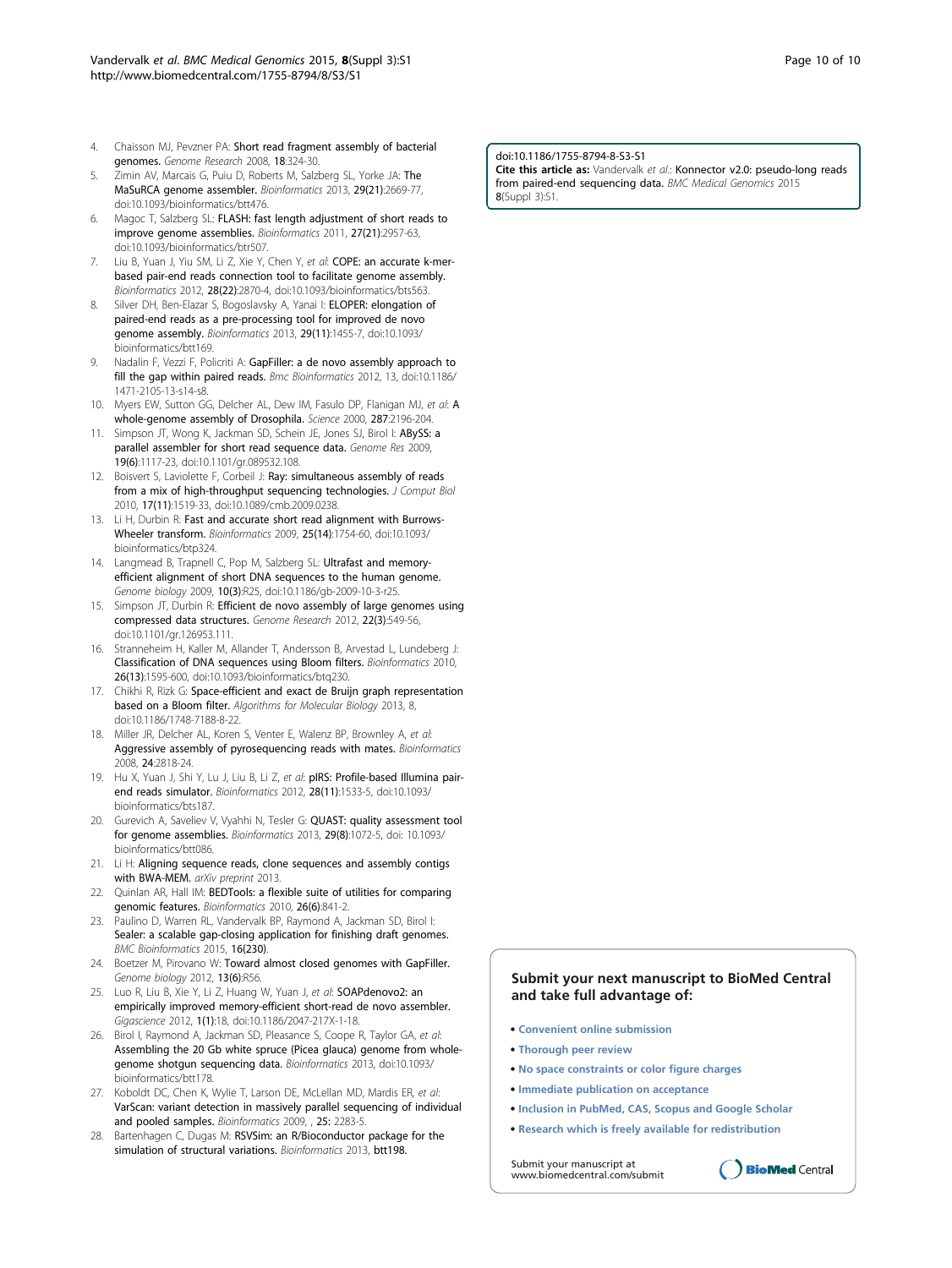4. Chaisson MJ, Pevzner PA: **Short read fragment assembly of bacterial genomes.** *Genome Research* 2008, **18**:324-30.
5. Zimin AV, Marcais G, Puiu D, Roberts M, Salzberg SL, Yorke JA: **The MaSuRCA genome assembler.** *Bioinformatics* 2013, **29(21)**:2669-77, doi:10.1093/bioinformatics/btt476.
6. Magoc T, Salzberg SL: **FLASH: fast length adjustment of short reads to improve genome assemblies.** *Bioinformatics* 2011, **27(21)**:2957-63, doi:10.1093/bioinformatics/btr507.
7. Liu B, Yuan J, Yiu SM, Li Z, Xie Y, Chen Y, *et al*: **COPE: an accurate k-mer-based pair-end reads connection tool to facilitate genome assembly.** *Bioinformatics* 2012, **28(22)**:2870-4, doi:10.1093/bioinformatics/bts563.
8. Silver DH, Ben-Elazar S, Bogoslavsky A, Yanai I: **ELOPER: elongation of paired-end reads as a pre-processing tool for improved de novo genome assembly.** *Bioinformatics* 2013, **29(11)**:1455-7, doi:10.1093/bioinformatics/btt169.
9. Nadalin F, Vezzi F, Policriti A: **GapFiller: a de novo assembly approach to fill the gap within paired reads.** *Bmc Bioinformatics* 2012, 13, doi:10.1186/1471-2105-13-s14-s8.
10. Myers EW, Sutton GG, Delcher AL, Dew IM, Fasulo DP, Flanigan MJ, *et al*: **A whole-genome assembly of Drosophila.** *Science* 2000, **287**:2196-204.
11. Simpson JT, Wong K, Jackman SD, Schein JE, Jones SJ, Birol I: **ABySS: a parallel assembler for short read sequence data.** *Genome Res* 2009, **19(6)**:1117-23, doi:10.1101/gr.089532.108.
12. Boisvert S, Laviolette F, Corbeil J: **Ray: simultaneous assembly of reads from a mix of high-throughput sequencing technologies.** *J Comput Biol* 2010, **17(11)**:1519-33, doi:10.1089/cmb.2009.0238.
13. Li H, Durbin R: **Fast and accurate short read alignment with Burrows-Wheeler transform.** *Bioinformatics* 2009, **25(14)**:1754-60, doi:10.1093/bioinformatics/btp324.
14. Langmead B, Trapnell C, Pop M, Salzberg SL: **Ultrafast and memory-efficient alignment of short DNA sequences to the human genome.** *Genome biology* 2009, **10(3)**:R25, doi:10.1186/gb-2009-10-3-r25.
15. Simpson JT, Durbin R: **Efficient de novo assembly of large genomes using compressed data structures.** *Genome Research* 2012, **22(3)**:549-56, doi:10.1101/gr.126953.111.
16. Stranneheim H, Kaller M, Allander T, Andersson B, Arvestad L, Lundeberg J: **Classification of DNA sequences using Bloom filters.** *Bioinformatics* 2010, **26(13)**:1595-600, doi:10.1093/bioinformatics/btq230.
17. Chikhi R, Rizk G: **Space-efficient and exact de Bruijn graph representation based on a Bloom filter.** *Algorithms for Molecular Biology* 2013, 8, doi:10.1186/1748-7188-8-22.
18. Miller JR, Delcher AL, Koren S, Venter E, Walenz BP, Brownley A, *et al*: **Aggressive assembly of pyrosequencing reads with mates.** *Bioinformatics* 2008, **24**:2818-24.
19. Hu X, Yuan J, Shi Y, Lu J, Liu B, Li Z, *et al*: **pIRS: Profile-based Illumina pair-end reads simulator.** *Bioinformatics* 2012, **28(11)**:1533-5, doi:10.1093/bioinformatics/bts187.
20. Gurevich A, Saveliev V, Vyahhi N, Tesler G: **QUAST: quality assessment tool for genome assemblies.** *Bioinformatics* 2013, **29(8)**:1072-5, doi: 10.1093/bioinformatics/btt086.
21. Li H: **Aligning sequence reads, clone sequences and assembly contigs with BWA-MEM.** *arXiv preprint* 2013.
22. Quinlan AR, Hall IM: **BEDTools: a flexible suite of utilities for comparing genomic features.** *Bioinformatics* 2010, **26(6)**:841-2.
23. Paulino D, Warren RL, Vandervalk BP, Raymond A, Jackman SD, Birol I: **Sealer: a scalable gap-closing application for finishing draft genomes.** *BMC Bioinformatics* 2015, **16(230)**.
24. Boetzer M, Pirovano W: **Toward almost closed genomes with GapFiller.** *Genome biology* 2012, **13(6)**:R56.
25. Luo R, Liu B, Xie Y, Li Z, Huang W, Yuan J, *et al*: **SOAPdenovo2: an empirically improved memory-efficient short-read de novo assembler.** *Gigascience* 2012, **1(1)**:18, doi:10.1186/2047-217X-1-18.
26. Birol I, Raymond A, Jackman SD, Pleasance S, Coope R, Taylor GA, *et al*: **Assembling the 20 Gb white spruce (Picea glauca) genome from whole-genome shotgun sequencing data.** *Bioinformatics* 2013, doi:10.1093/bioinformatics/btt178.
27. Koboldt DC, Chen K, Wylie T, Larson DE, McLellan MD, Mardis ER, *et al*: **VarScan: variant detection in massively parallel sequencing of individual and pooled samples.** *Bioinformatics* 2009, , **25**: 2283-5.
28. Bartenhagen C, Dugas M: **RSVSim: an R/Bioconductor package for the simulation of structural variations.** *Bioinformatics* 2013, btt198.

doi:10.1186/1755-8794-8-S3-S1
**Cite this article as:** Vandervalk *et al.*: Konnector v2.0: pseudo-long reads from paired-end sequencing data. *BMC Medical Genomics* 2015 **8**(Suppl 3):S1.

**Submit your next manuscript to BioMed Central and take full advantage of:**

- **Convenient online submission**
- **Thorough peer review**
- **No space constraints or color figure charges**
- **Immediate publication on acceptance**
- **Inclusion in PubMed, CAS, Scopus and Google Scholar**
- **Research which is freely available for redistribution**

Submit your manuscript at www.biomedcentral.com/submit